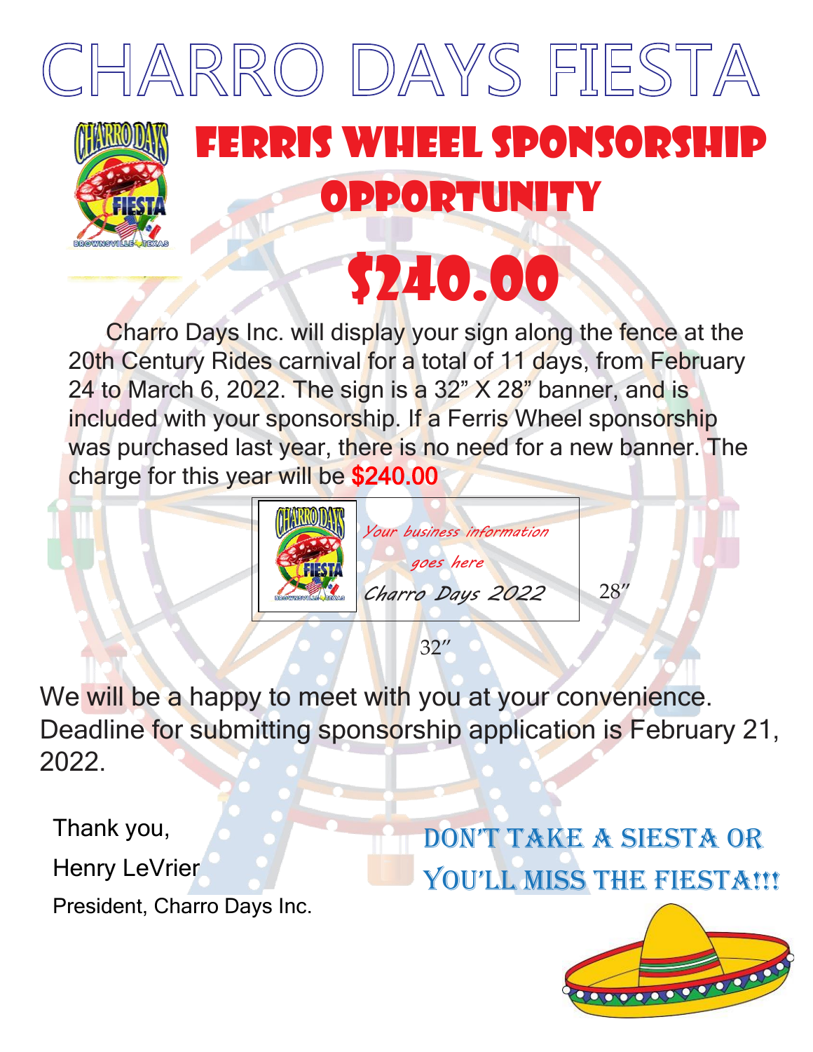# CHARRO DAYS FIESTA

## FERRIS WHEEL SPONSORSHIP OPPORTUNITY

## $240.00

Charro Days Inc. will display your sign along the fence at the 20th Century Rides carnival for a total of 11 days, from February 24 to March 6, 2022. The sign is a 32” X 28” banner, and is included with your sponsorship. If a Ferris Wheel sponsorship was purchased last year, there is no need for a new banner. The charge for this year will be **$240.00**

*Your business information goes here*

*Charro Days 2022*

28”

32”

We will be a happy to meet with you at your convenience. Deadline for submitting sponsorship application is February 21, 2022.

Thank you,

Henry LeVrier

President, Charro Days Inc.

DON’T TAKE A SIESTA OR YOU’LL MISS THE FIESTA!!!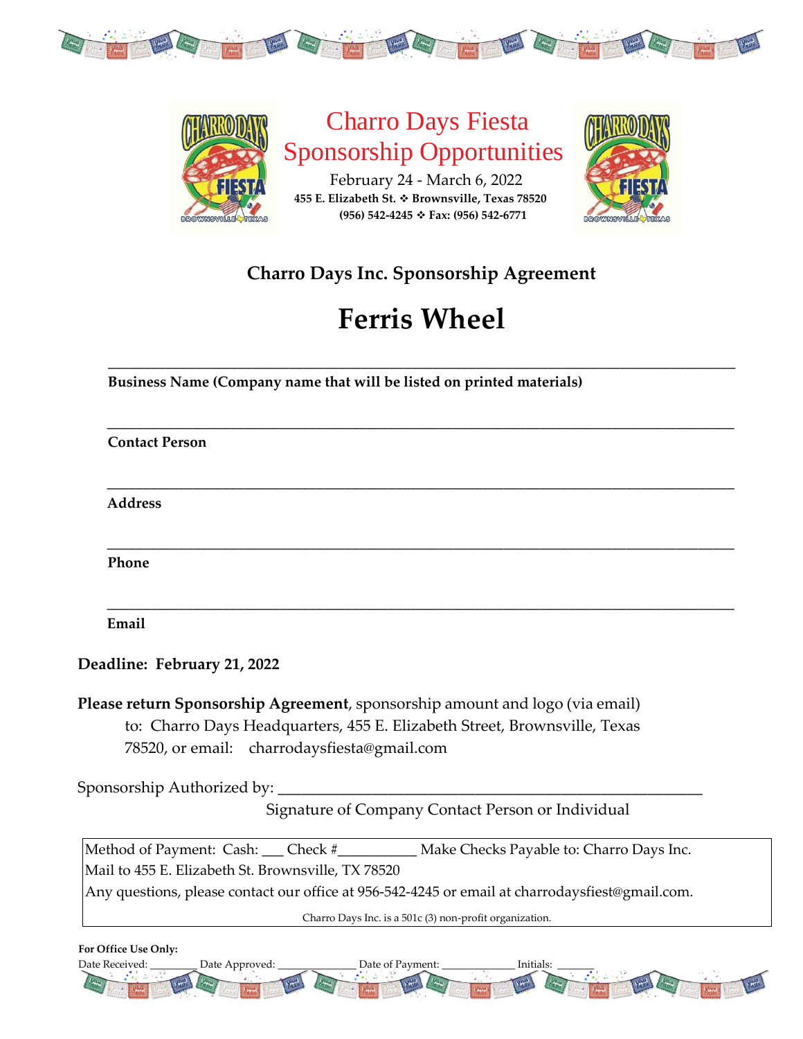# Charro Days Fiesta Sponsorship Opportunities

February 24 - March 6, 2022

**455 E. Elizabeth St. ❖ Brownsville, Texas 78520**

**(956) 542-4245 ❖ Fax: (956) 542-6771**

## Charro Days Inc. Sponsorship Agreement

# Ferris Wheel

_______________________________________________________________________________

**Business Name (Company name that will be listed on printed materials)**

_______________________________________________________________________________

**Contact Person**

_______________________________________________________________________________

**Address**

_______________________________________________________________________________

**Phone**

_______________________________________________________________________________

**Email**

**Deadline: February 21, 2022**

**Please return Sponsorship Agreement**, sponsorship amount and logo (via email) to: Charro Days Headquarters, 455 E. Elizabeth Street, Brownsville, Texas 78520, or email: charrodaysfiesta@gmail.com

Sponsorship Authorized by: ______________________________________________________

Signature of Company Contact Person or Individual

Method of Payment: Cash: ___ Check #__________ Make Checks Payable to: Charro Days Inc.
Mail to 455 E. Elizabeth St. Brownsville, TX 78520
Any questions, please contact our office at 956-542-4245 or email at charrodaysfiest@gmail.com.

Charro Days Inc. is a 501c (3) non-profit organization.

**For Office Use Only:**
Date Received: ________ Date Approved: ______________ Date of Payment: _____________ Initials: _______